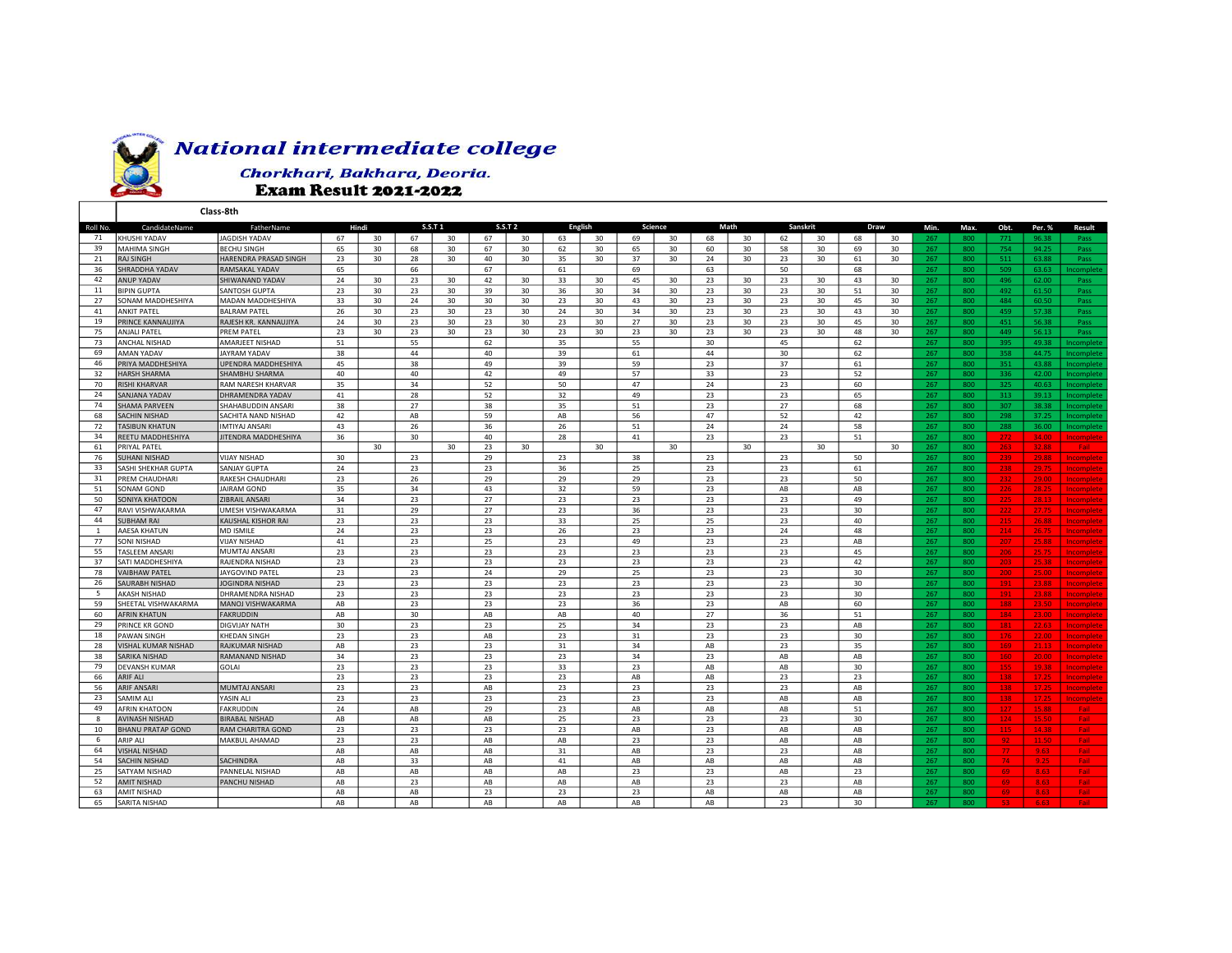# National intermediate college

### Chorkhari, Bakhara, Deoria.

### Exam Result 2021-2022

**Class-8th**

| Roll No. | CandidateName | FatherName | Hindi | | S.S.T 1 | | S.S.T 2 | | English | | Science | | Math | | Sanskrit | | Draw | | Min. | Max. | Obt. | Per. % | Result |
|---|---|---|---|---|---|---|---|---|---|---|---|---|---|---|---|---|---|---|---|---|---|---|---|
| 71 | KHUSHI YADAV | JAGDISH YADAV | 67 | 30 | 67 | 30 | 67 | 30 | 63 | 30 | 69 | 30 | 68 | 30 | 62 | 30 | 68 | 30 | 267 | 800 | 771 | 96.38 | Pass |
| 39 | MAHIMA SINGH | BECHU SINGH | 65 | 30 | 68 | 30 | 67 | 30 | 62 | 30 | 65 | 30 | 60 | 30 | 58 | 30 | 69 | 30 | 267 | 800 | 754 | 94.25 | Pass |
| 21 | RAJ SINGH | HARENDRA PRASAD SINGH | 23 | 30 | 28 | 30 | 40 | 30 | 35 | 30 | 37 | 30 | 24 | 30 | 23 | 30 | 61 | 30 | 267 | 800 | 511 | 63.88 | Pass |
| 36 | SHRADDHA YADAV | RAMSAKAL YADAV | 65 | | 66 | | 67 | | 61 | | 69 | | 63 | | 50 | | 68 | | 267 | 800 | 509 | 63.63 | Incomplete |
| 42 | ANUP YADAV | SHIWANAND YADAV | 24 | 30 | 23 | 30 | 42 | 30 | 33 | 30 | 45 | 30 | 23 | 30 | 23 | 30 | 43 | 30 | 267 | 800 | 496 | 62.00 | Pass |
| 11 | BIPIN GUPTA | SANTOSH GUPTA | 23 | 30 | 23 | 30 | 39 | 30 | 36 | 30 | 34 | 30 | 23 | 30 | 23 | 30 | 51 | 30 | 267 | 800 | 492 | 61.50 | Pass |
| 27 | SONAM MADDHESHIYA | MADAN MADDHESHIYA | 33 | 30 | 24 | 30 | 30 | 30 | 23 | 30 | 43 | 30 | 23 | 30 | 23 | 30 | 45 | 30 | 267 | 800 | 484 | 60.50 | Pass |
| 41 | ANKIT PATEL | BALRAM PATEL | 26 | 30 | 23 | 30 | 23 | 30 | 24 | 30 | 34 | 30 | 23 | 30 | 23 | 30 | 43 | 30 | 267 | 800 | 459 | 57.38 | Pass |
| 19 | PRINCE KANNAUJIYA | RAJESH KR. KANNAUJIYA | 24 | 30 | 23 | 30 | 23 | 30 | 23 | 30 | 27 | 30 | 23 | 30 | 23 | 30 | 45 | 30 | 267 | 800 | 451 | 56.38 | Pass |
| 75 | ANJALI PATEL | PREM PATEL | 23 | 30 | 23 | 30 | 23 | 30 | 23 | 30 | 23 | 30 | 23 | 30 | 23 | 30 | 48 | 30 | 267 | 800 | 449 | 56.13 | Pass |
| 73 | ANCHAL NISHAD | AMARJEET NISHAD | 51 | | 55 | | 62 | | 35 | | 55 | | 30 | | 45 | | 62 | | 267 | 800 | 395 | 49.38 | Incomplete |
| 69 | AMAN YADAV | JAYRAM YADAV | 38 | | 44 | | 40 | | 39 | | 61 | | 44 | | 30 | | 62 | | 267 | 800 | 358 | 44.75 | Incomplete |
| 46 | PRIYA MADDHESHIYA | UPENDRA MADDHESHIYA | 45 | | 38 | | 49 | | 39 | | 59 | | 23 | | 37 | | 61 | | 267 | 800 | 351 | 43.88 | Incomplete |
| 32 | HARSH SHARMA | SHAMBHU SHARMA | 40 | | 40 | | 42 | | 49 | | 57 | | 33 | | 23 | | 52 | | 267 | 800 | 336 | 42.00 | Incomplete |
| 70 | RISHI KHARVAR | RAM NARESH KHARVAR | 35 | | 34 | | 52 | | 50 | | 47 | | 24 | | 23 | | 60 | | 267 | 800 | 325 | 40.63 | Incomplete |
| 24 | SANJANA YADAV | DHRAMENDRA YADAV | 41 | | 28 | | 52 | | 32 | | 49 | | 23 | | 23 | | 65 | | 267 | 800 | 313 | 39.13 | Incomplete |
| 74 | SHAMA PARVEEN | SHAHABUDDIN ANSARI | 38 | | 27 | | 38 | | 35 | | 51 | | 23 | | 27 | | 68 | | 267 | 800 | 307 | 38.38 | Incomplete |
| 68 | SACHIN NISHAD | SACHITA NAND NISHAD | 42 | | AB | | 59 | | AB | | 56 | | 47 | | 52 | | 42 | | 267 | 800 | 298 | 37.25 | Incomplete |
| 72 | TASIBUN KHATUN | IMTIYAJ ANSARI | 43 | | 26 | | 36 | | 26 | | 51 | | 24 | | 24 | | 58 | | 267 | 800 | 288 | 36.00 | Incomplete |
| 34 | REETU MADDHESHIYA | JITENDRA MADDHESHIYA | 36 | | 30 | | 40 | | 28 | | 41 | | 23 | | 23 | | 51 | | 267 | 800 | 272 | 34.00 | Incomplete |
| 61 | PRIYAL PATEL | | | 30 | | 30 | 23 | 30 | | 30 | | 30 | | 30 | | 30 | | 30 | 267 | 800 | 263 | 32.88 | Fail |
| 76 | SUHANI NISHAD | VIJAY NISHAD | 30 | | 23 | | 29 | | 23 | | 38 | | 23 | | 23 | | 50 | | 267 | 800 | 239 | 29.88 | Incomplete |
| 33 | SASHI SHEKHAR GUPTA | SANJAY GUPTA | 24 | | 23 | | 23 | | 36 | | 25 | | 23 | | 23 | | 61 | | 267 | 800 | 238 | 29.75 | Incomplete |
| 31 | PREM CHAUDHARI | RAKESH CHAUDHARI | 23 | | 26 | | 29 | | 29 | | 29 | | 23 | | 23 | | 50 | | 267 | 800 | 232 | 29.00 | Incomplete |
| 51 | SONAM GOND | JAIRAM GOND | 35 | | 34 | | 43 | | 32 | | 59 | | 23 | | AB | | AB | | 267 | 800 | 226 | 28.25 | Incomplete |
| 50 | SONIYA KHATOON | ZIBRAIL ANSARI | 34 | | 23 | | 27 | | 23 | | 23 | | 23 | | 23 | | 49 | | 267 | 800 | 225 | 28.13 | Incomplete |
| 47 | RAVI VISHWAKARMA | UMESH VISHWAKARMA | 31 | | 29 | | 27 | | 23 | | 36 | | 23 | | 23 | | 30 | | 267 | 800 | 222 | 27.75 | Incomplete |
| 44 | SUBHAM RAI | KAUSHAL KISHOR RAI | 23 | | 23 | | 23 | | 33 | | 25 | | 25 | | 23 | | 40 | | 267 | 800 | 215 | 26.88 | Incomplete |
| 1 | AAESA KHATUN | MD ISMILE | 24 | | 23 | | 23 | | 26 | | 23 | | 23 | | 24 | | 48 | | 267 | 800 | 214 | 26.75 | Incomplete |
| 77 | SONI NISHAD | VIJAY NISHAD | 41 | | 23 | | 25 | | 23 | | 49 | | 23 | | 23 | | AB | | 267 | 800 | 207 | 25.88 | Incomplete |
| 55 | TASLEEM ANSARI | MUMTAJ ANSARI | 23 | | 23 | | 23 | | 23 | | 23 | | 23 | | 23 | | 45 | | 267 | 800 | 206 | 25.75 | Incomplete |
| 37 | SATI MADDHESHIYA | RAJENDRA NISHAD | 23 | | 23 | | 23 | | 23 | | 23 | | 23 | | 23 | | 42 | | 267 | 800 | 203 | 25.38 | Incomplete |
| 78 | VAIBHAW PATEL | JAYGOVIND PATEL | 23 | | 23 | | 24 | | 29 | | 25 | | 23 | | 23 | | 30 | | 267 | 800 | 200 | 25.00 | Incomplete |
| 26 | SAURABH NISHAD | JOGINDRA NISHAD | 23 | | 23 | | 23 | | 23 | | 23 | | 23 | | 23 | | 30 | | 267 | 800 | 191 | 23.88 | Incomplete |
| 5 | AKASH NISHAD | DHRAMENDRA NISHAD | 23 | | 23 | | 23 | | 23 | | 23 | | 23 | | 23 | | 30 | | 267 | 800 | 191 | 23.88 | Incomplete |
| 59 | SHEETAL VISHWAKARMA | MANOJ VISHWAKARMA | AB | | 23 | | 23 | | 23 | | 36 | | 23 | | AB | | 60 | | 267 | 800 | 188 | 23.50 | Incomplete |
| 60 | AFRIN KHATUN | FAKRUDDIN | AB | | 30 | | AB | | AB | | 40 | | 27 | | 36 | | 51 | | 267 | 800 | 184 | 23.00 | Incomplete |
| 29 | PRINCE KR GOND | DIGVIJAY NATH | 30 | | 23 | | 23 | | 25 | | 34 | | 23 | | 23 | | AB | | 267 | 800 | 181 | 22.63 | Incomplete |
| 18 | PAWAN SINGH | KHEDAN SINGH | 23 | | 23 | | AB | | 23 | | 31 | | 23 | | 23 | | 30 | | 267 | 800 | 176 | 22.00 | Incomplete |
| 28 | VISHAL KUMAR NISHAD | RAJKUMAR NISHAD | AB | | 23 | | 23 | | 31 | | 34 | | AB | | 23 | | 35 | | 267 | 800 | 169 | 21.13 | Incomplete |
| 38 | SARIKA NISHAD | RAMANAND NISHAD | 34 | | 23 | | 23 | | 23 | | 34 | | 23 | | AB | | AB | | 267 | 800 | 160 | 20.00 | Incomplete |
| 79 | DEVANSH KUMAR | GOLAI | 23 | | 23 | | 23 | | 33 | | 23 | | AB | | AB | | 30 | | 267 | 800 | 155 | 19.38 | Incomplete |
| 66 | ARIF ALI | | 23 | | 23 | | 23 | | 23 | | AB | | AB | | 23 | | 23 | | 267 | 800 | 138 | 17.25 | Incomplete |
| 56 | ARIF ANSARI | MUMTAJ ANSARI | 23 | | 23 | | AB | | 23 | | 23 | | 23 | | 23 | | AB | | 267 | 800 | 138 | 17.25 | Incomplete |
| 23 | SAMIM ALI | YASIN ALI | 23 | | 23 | | 23 | | 23 | | 23 | | 23 | | AB | | AB | | 267 | 800 | 138 | 17.25 | Incomplete |
| 49 | AFRIN KHATOON | FAKRUDDIN | 24 | | AB | | 29 | | 23 | | AB | | AB | | AB | | 51 | | 267 | 800 | 127 | 15.88 | Fail |
| 8 | AVINASH NISHAD | BIRABAL NISHAD | AB | | AB | | AB | | 25 | | 23 | | 23 | | 23 | | 30 | | 267 | 800 | 124 | 15.50 | Fail |
| 10 | BHANU PRATAP GOND | RAM CHARITRA GOND | 23 | | 23 | | 23 | | 23 | | AB | | 23 | | AB | | AB | | 267 | 800 | 115 | 14.38 | Fail |
| 6 | ARIP ALI | MAKBUL AHAMAD | 23 | | 23 | | AB | | AB | | 23 | | 23 | | AB | | AB | | 267 | 800 | 92 | 11.50 | Fail |
| 64 | VISHAL NISHAD | | AB | | AB | | AB | | 31 | | AB | | 23 | | 23 | | AB | | 267 | 800 | 77 | 9.63 | Fail |
| 54 | SACHIN NISHAD | SACHINDRA | AB | | 33 | | AB | | 41 | | AB | | AB | | AB | | AB | | 267 | 800 | 74 | 9.25 | Fail |
| 25 | SATYAM NISHAD | PANNELAL NISHAD | AB | | AB | | AB | | AB | | 23 | | 23 | | AB | | 23 | | 267 | 800 | 69 | 8.63 | Fail |
| 52 | AMIT NISHAD | PANCHU NISHAD | AB | | 23 | | AB | | AB | | AB | | 23 | | 23 | | AB | | 267 | 800 | 69 | 8.63 | Fail |
| 63 | AMIT NISHAD | | AB | | AB | | 23 | | 23 | | 23 | | AB | | AB | | AB | | 267 | 800 | 69 | 8.63 | Fail |
| 65 | SARITA NISHAD | | AB | | AB | | AB | | AB | | AB | | AB | | 23 | | 30 | | 267 | 800 | 53 | 6.63 | Fail |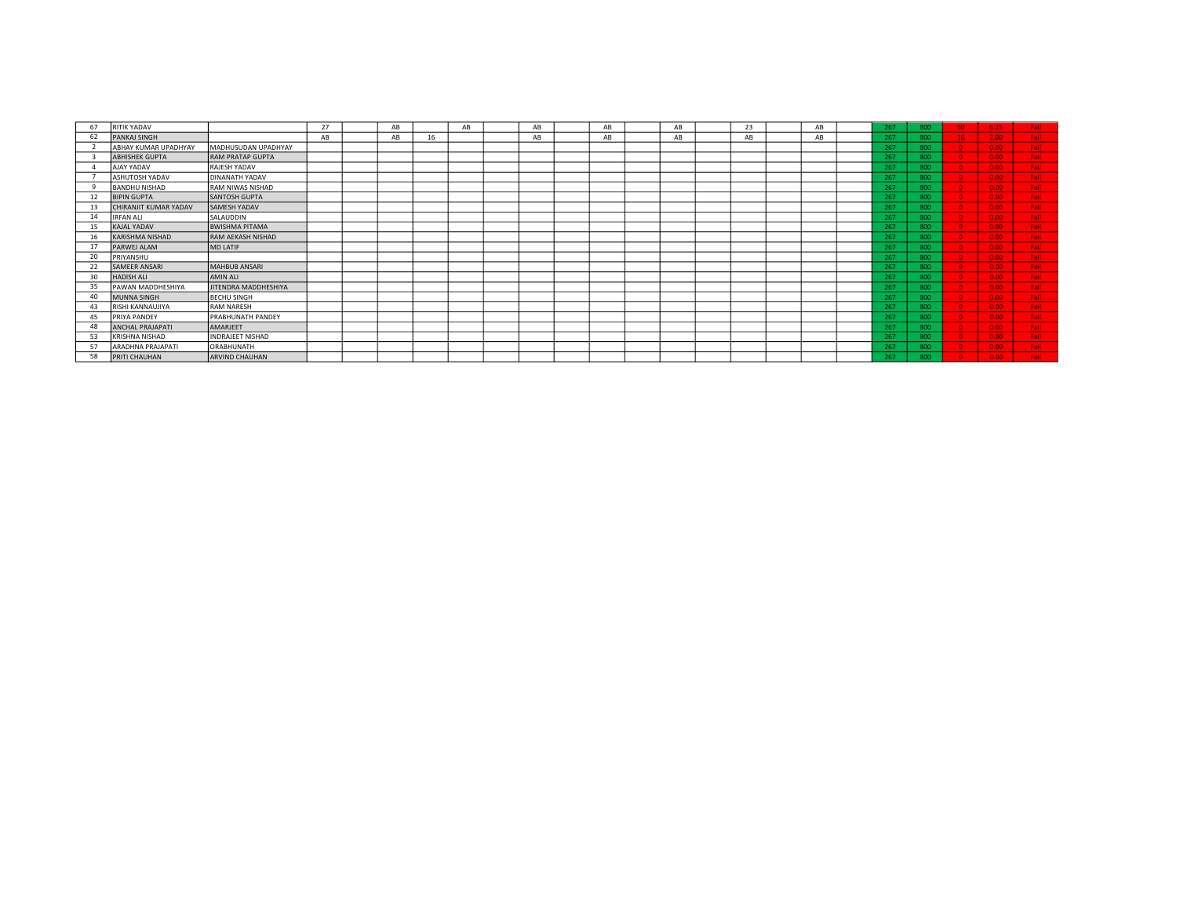| | | | | | | | | | | | | | | | | | | | | | | | |
|---|---|---|---|---|---|---|---|---|---|---|---|---|---|---|---|---|---|---|---|---|---|---|---|
| 67 | RITIK YADAV | | 27 | | AB | | AB | | AB | | AB | | AB | | 23 | | AB | | 267 | 800 | 50 | 6.25 | Fail |
| 62 | PANKAJ SINGH | | AB | | AB | 16 | | | AB | | AB | | AB | | AB | | AB | | 267 | 800 | 16 | 2.00 | Fail |
| 2 | ABHAY KUMAR UPADHYAY | MADHUSUDAN UPADHYAY | | | | | | | | | | | | | | | | | 267 | 800 | 0 | 0.00 | Fail |
| 3 | ABHISHEK GUPTA | RAM PRATAP GUPTA | | | | | | | | | | | | | | | | | 267 | 800 | 0 | 0.00 | Fail |
| 4 | AJAY YADAV | RAJESH YADAV | | | | | | | | | | | | | | | | | 267 | 800 | 0 | 0.00 | Fail |
| 7 | ASHUTOSH YADAV | DINANATH YADAV | | | | | | | | | | | | | | | | | 267 | 800 | 0 | 0.00 | Fail |
| 9 | BANDHU NISHAD | RAM NIWAS NISHAD | | | | | | | | | | | | | | | | | 267 | 800 | 0 | 0.00 | Fail |
| 12 | BIPIN GUPTA | SANTOSH GUPTA | | | | | | | | | | | | | | | | | 267 | 800 | 0 | 0.00 | Fail |
| 13 | CHIRANJIT KUMAR YADAV | SAMESH YADAV | | | | | | | | | | | | | | | | | 267 | 800 | 0 | 0.00 | Fail |
| 14 | IRFAN ALI | SALAUDDIN | | | | | | | | | | | | | | | | | 267 | 800 | 0 | 0.00 | Fail |
| 15 | KAJAL YADAV | BWISHMA PITAMA | | | | | | | | | | | | | | | | | 267 | 800 | 0 | 0.00 | Fail |
| 16 | KARISHMA NISHAD | RAM AEKASH NISHAD | | | | | | | | | | | | | | | | | 267 | 800 | 0 | 0.00 | Fail |
| 17 | PARWEJ ALAM | MD LATIF | | | | | | | | | | | | | | | | | 267 | 800 | 0 | 0.00 | Fail |
| 20 | PRIYANSHU | | | | | | | | | | | | | | | | | | 267 | 800 | 0 | 0.00 | Fail |
| 22 | SAMEER ANSARI | MAHBUB ANSARI | | | | | | | | | | | | | | | | | 267 | 800 | 0 | 0.00 | Fail |
| 30 | HADISH ALI | AMIN ALI | | | | | | | | | | | | | | | | | 267 | 800 | 0 | 0.00 | Fail |
| 35 | PAWAN MADDHESHIYA | JITENDRA MADDHESHIYA | | | | | | | | | | | | | | | | | 267 | 800 | 0 | 0.00 | Fail |
| 40 | MUNNA SINGH | BECHU SINGH | | | | | | | | | | | | | | | | | 267 | 800 | 0 | 0.00 | Fail |
| 43 | RISHI KANNAUJIYA | RAM NARESH | | | | | | | | | | | | | | | | | 267 | 800 | 0 | 0.00 | Fail |
| 45 | PRIYA PANDEY | PRABHUNATH PANDEY | | | | | | | | | | | | | | | | | 267 | 800 | 0 | 0.00 | Fail |
| 48 | ANCHAL PRAJAPATI | AMARJEET | | | | | | | | | | | | | | | | | 267 | 800 | 0 | 0.00 | Fail |
| 53 | KRISHNA NISHAD | INDRAJEET NISHAD | | | | | | | | | | | | | | | | | 267 | 800 | 0 | 0.00 | Fail |
| 57 | ARADHNA PRAJAPATI | ORABHUNATH | | | | | | | | | | | | | | | | | 267 | 800 | 0 | 0.00 | Fail |
| 58 | PRITI CHAUHAN | ARVIND CHAUHAN | | | | | | | | | | | | | | | | | 267 | 800 | 0 | 0.00 | Fail |